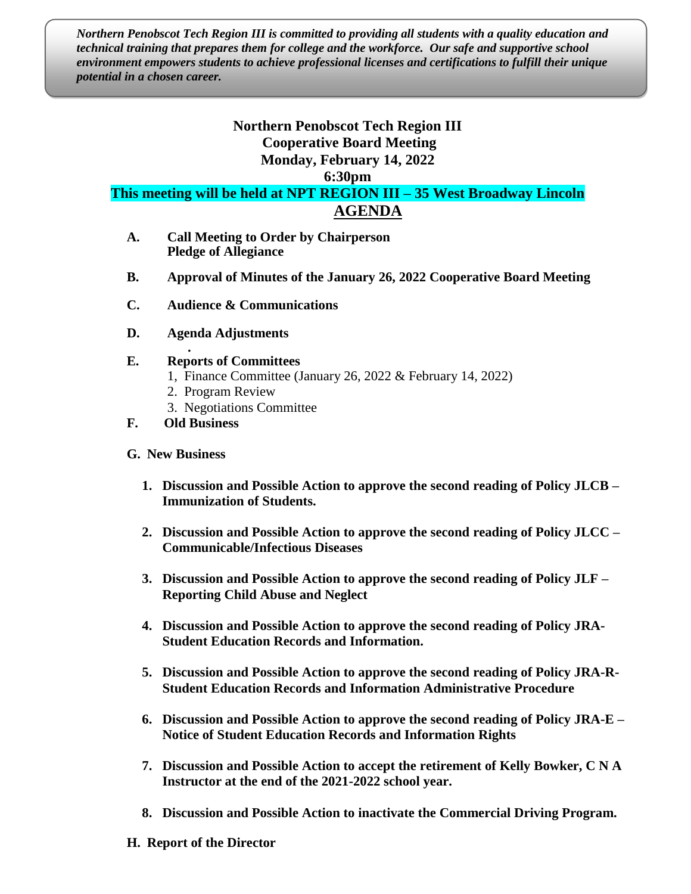***Northern Penobscot Tech Region III is committed to providing all students with a quality education and technical training that prepares them for college and the workforce. Our safe and supportive school environment empowers students to achieve professional licenses and certifications to fulfill their unique potential in a chosen career.***

**Northern Penobscot Tech Region III**
**Cooperative Board Meeting**
**Monday, February 14, 2022**
**6:30pm**
**This meeting will be held at NPT REGION III – 35 West Broadway Lincoln**

# AGENDA

**A. Call Meeting to Order by Chairperson**
**Pledge of Allegiance**

**B. Approval of Minutes of the January 26, 2022 Cooperative Board Meeting**

**C. Audience & Communications**

**D. Agenda Adjustments**

**E. Reports of Committees**

1, Finance Committee (January 26, 2022 & February 14, 2022)
2. Program Review
3. Negotiations Committee

**F. Old Business**

**G. New Business**

1. **Discussion and Possible Action to approve the second reading of Policy JLCB – Immunization of Students.**
2. **Discussion and Possible Action to approve the second reading of Policy JLCC – Communicable/Infectious Diseases**
3. **Discussion and Possible Action to approve the second reading of Policy JLF – Reporting Child Abuse and Neglect**
4. **Discussion and Possible Action to approve the second reading of Policy JRA-Student Education Records and Information.**
5. **Discussion and Possible Action to approve the second reading of Policy JRA-R-Student Education Records and Information Administrative Procedure**
6. **Discussion and Possible Action to approve the second reading of Policy JRA-E – Notice of Student Education Records and Information Rights**
7. **Discussion and Possible Action to accept the retirement of Kelly Bowker, C N A Instructor at the end of the 2021-2022 school year.**
8. **Discussion and Possible Action to inactivate the Commercial Driving Program.**

**H. Report of the Director**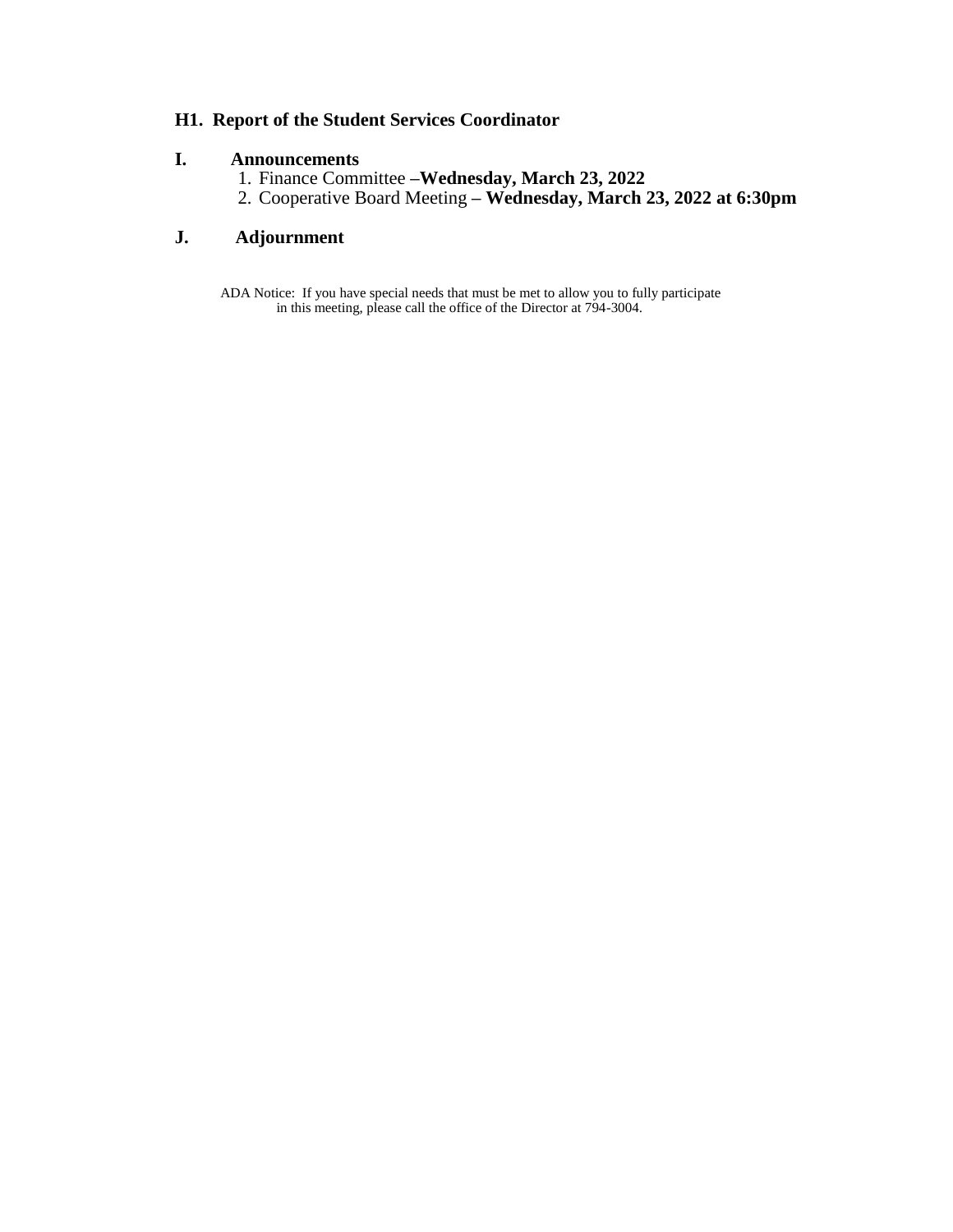**H1. Report of the Student Services Coordinator**

**I. Announcements**

1. Finance Committee –**Wednesday, March 23, 2022**
2. Cooperative Board Meeting – **Wednesday, March 23, 2022 at 6:30pm**

**J. Adjournment**

ADA Notice: If you have special needs that must be met to allow you to fully participate in this meeting, please call the office of the Director at 794-3004.